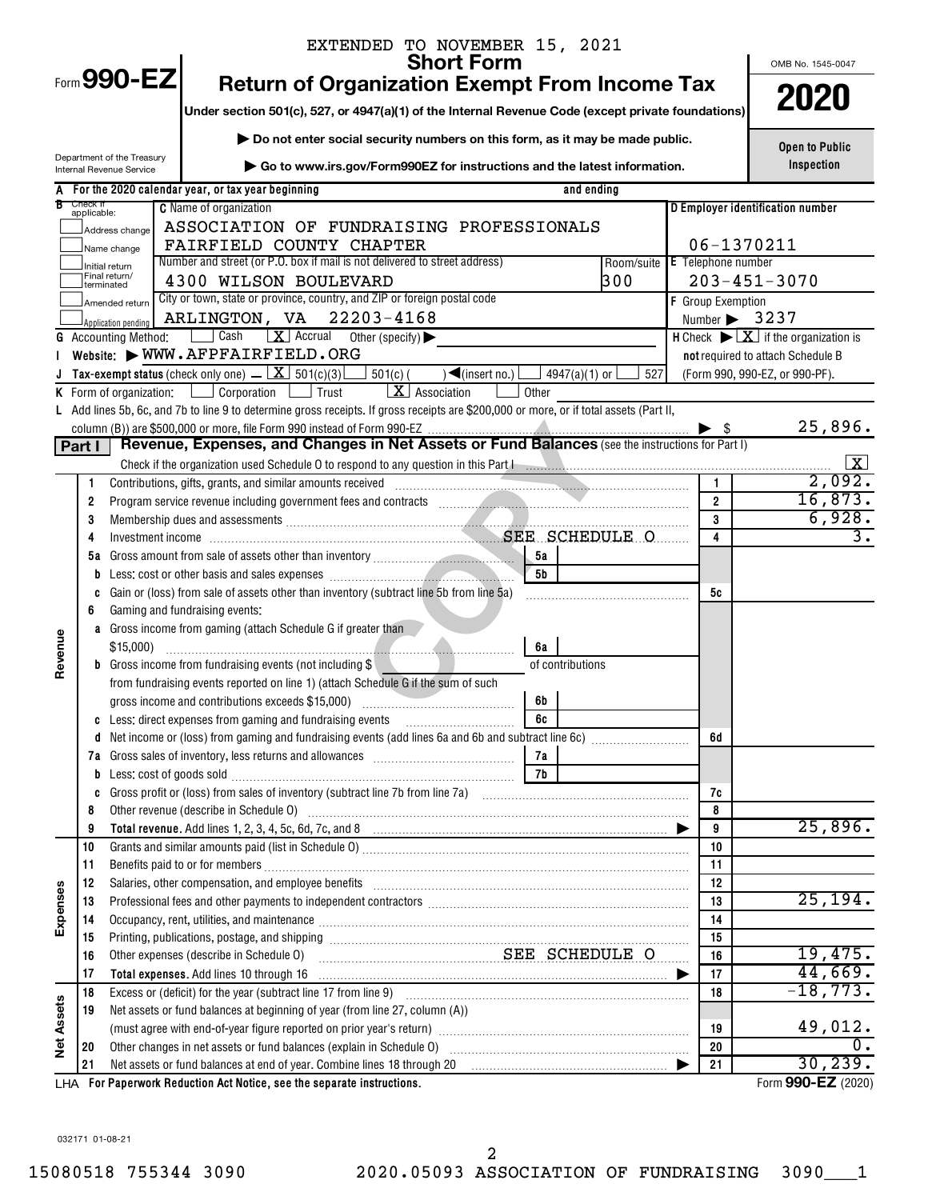EXTENDED TO NOVEMBER 15, 2021

# Form 990-EZ

## Short Form
## Return of Organization Exempt From Income Tax

**Under section 501(c), 527, or 4947(a)(1) of the Internal Revenue Code (except private foundations)**

▶ Do not enter social security numbers on this form, as it may be made public.

▶ Go to www.irs.gov/Form990EZ for instructions and the latest information.

Department of the Treasury
Internal Revenue Service

OMB No. 1545-0047

**2020**

**Open to Public Inspection**

**A** For the 2020 calendar year, or tax year beginning and ending

**B** Check if applicable:
- [ ] Address change
- [ ] Name change
- [ ] Initial return
- [ ] Final return/terminated
- [ ] Amended return
- [ ] Application pending

**C** Name of organization: ASSOCIATION OF FUNDRAISING PROFESSIONALS FAIRFIELD COUNTY CHAPTER

Number and street (or P.O. box if mail is not delivered to street address): 4300 WILSON BOULEVARD — Room/suite: 300

City or town, state or province, country, and ZIP or foreign postal code: ARLINGTON, VA 22203-4168

**D** Employer identification number: 06-1370211

**E** Telephone number: 203-451-3070

**F** Group Exemption Number ▶ 3237

**G** Accounting Method: [ ] Cash [X] Accrual Other (specify) ▶

**H** Check ▶ [X] if the organization is **not** required to attach Schedule B (Form 990, 990-EZ, or 990-PF).

**I** Website: ▶ WWW.AFPFAIRFIELD.ORG

**J** Tax-exempt status (check only one) — [X] 501(c)(3) [ ] 501(c)( ) ◀(insert no.) [ ] 4947(a)(1) or [ ] 527

**K** Form of organization: [ ] Corporation [ ] Trust [X] Association [ ] Other

**L** Add lines 5b, 6c, and 7b to line 9 to determine gross receipts. If gross receipts are $200,000 or more, or if total assets (Part II, column (B)) are $500,000 or more, file Form 990 instead of Form 990-EZ ▶ $ 25,896.

## Part I Revenue, Expenses, and Changes in Net Assets or Fund Balances (see the instructions for Part I)

Check if the organization used Schedule O to respond to any question in this Part I [X]

| Section | Line | Description | Sub-line | Sub-amount | Line no. | Amount |
|---|---|---|---|---|---|---|
| Revenue | 1 | Contributions, gifts, grants, and similar amounts received | | | 1 | 2,092. |
| | 2 | Program service revenue including government fees and contracts | | | 2 | 16,873. |
| | 3 | Membership dues and assessments | | | 3 | 6,928. |
| | 4 | Investment income SEE SCHEDULE O | | | 4 | 3. |
| | 5a | Gross amount from sale of assets other than inventory | 5a | | | |
| | b | Less: cost or other basis and sales expenses | 5b | | | |
| | c | Gain or (loss) from sale of assets other than inventory (subtract line 5b from line 5a) | | | 5c | |
| | 6 | Gaming and fundraising events: | | | | |
| | a | Gross income from gaming (attach Schedule G if greater than $15,000) | 6a | | | |
| | b | Gross income from fundraising events (not including $ of contributions from fundraising events reported on line 1) (attach Schedule G if the sum of such gross income and contributions exceeds $15,000) | 6b | | | |
| | c | Less: direct expenses from gaming and fundraising events | 6c | | | |
| | d | Net income or (loss) from gaming and fundraising events (add lines 6a and 6b and subtract line 6c) | | | 6d | |
| | 7a | Gross sales of inventory, less returns and allowances | 7a | | | |
| | b | Less: cost of goods sold | 7b | | | |
| | c | Gross profit or (loss) from sales of inventory (subtract line 7b from line 7a) | | | 7c | |
| | 8 | Other revenue (describe in Schedule O) | | | 8 | |
| | 9 | **Total revenue.** Add lines 1, 2, 3, 4, 5c, 6d, 7c, and 8 ▶ | | | 9 | 25,896. |
| Expenses | 10 | Grants and similar amounts paid (list in Schedule O) | | | 10 | |
| | 11 | Benefits paid to or for members | | | 11 | |
| | 12 | Salaries, other compensation, and employee benefits | | | 12 | |
| | 13 | Professional fees and other payments to independent contractors | | | 13 | 25,194. |
| | 14 | Occupancy, rent, utilities, and maintenance | | | 14 | |
| | 15 | Printing, publications, postage, and shipping | | | 15 | |
| | 16 | Other expenses (describe in Schedule O) SEE SCHEDULE O | | | 16 | 19,475. |
| | 17 | **Total expenses.** Add lines 10 through 16 ▶ | | | 17 | 44,669. |
| Net Assets | 18 | Excess or (deficit) for the year (subtract line 17 from line 9) | | | 18 | -18,773. |
| | 19 | Net assets or fund balances at beginning of year (from line 27, column (A)) (must agree with end-of-year figure reported on prior year's return) | | | 19 | 49,012. |
| | 20 | Other changes in net assets or fund balances (explain in Schedule O) | | | 20 | 0. |
| | 21 | Net assets or fund balances at end of year. Combine lines 18 through 20 ▶ | | | 21 | 30,239. |

LHA **For Paperwork Reduction Act Notice, see the separate instructions.**

Form **990-EZ** (2020)

032171 01-08-21

15080518 755344 3090 2020.05093 ASSOCIATION OF FUNDRAISING 3090___1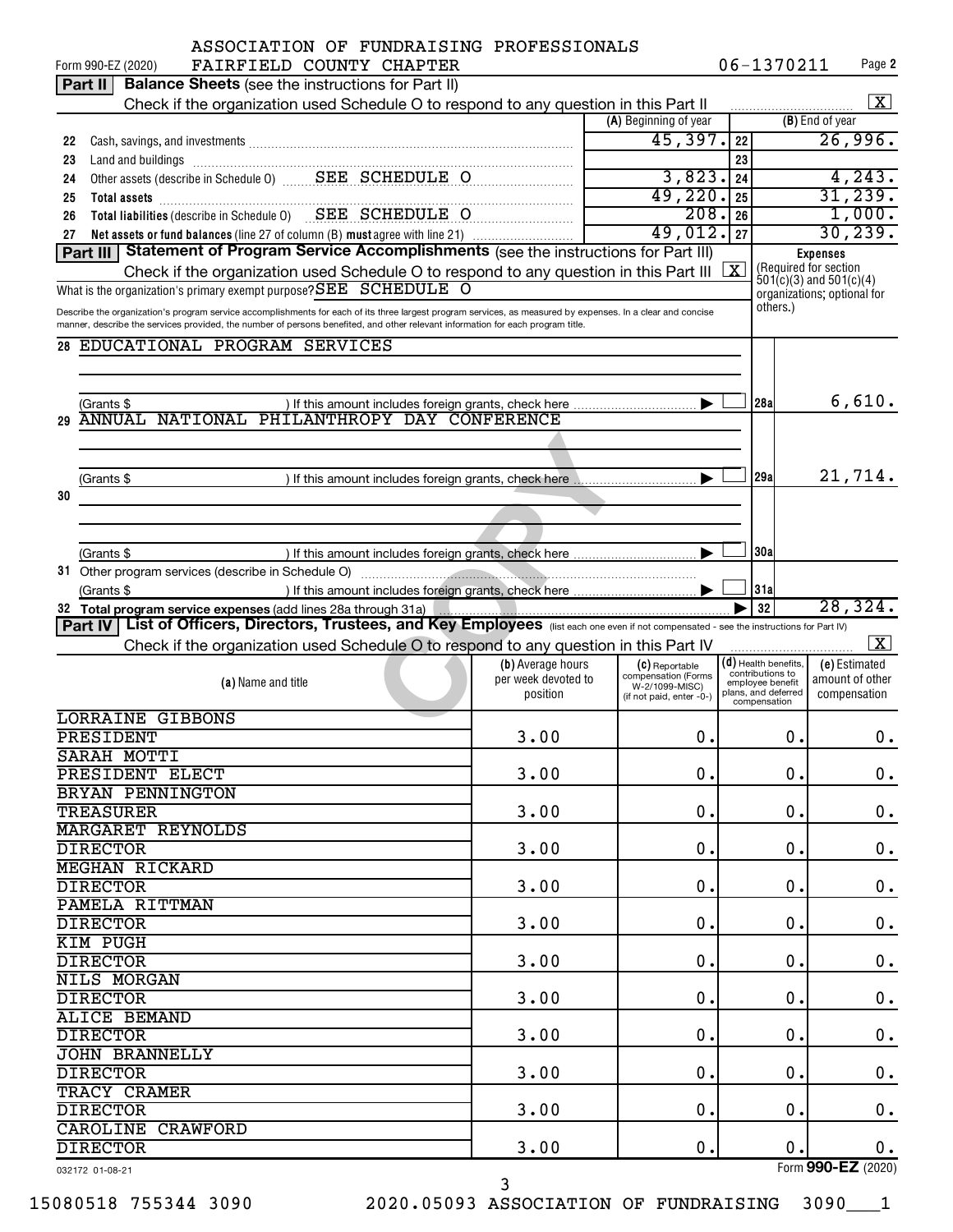ASSOCIATION OF FUNDRAISING PROFESSIONALS
Form 990-EZ (2020) FAIRFIELD COUNTY CHAPTER 06-1370211 Page 2

## Part II Balance Sheets (see the instructions for Part II)

Check if the organization used Schedule O to respond to any question in this Part II [X]

| | | (A) Beginning of year | | (B) End of year |
|---|---|---|---|---|
| 22 | Cash, savings, and investments | 45,397. | 22 | 26,996. |
| 23 | Land and buildings | | 23 | |
| 24 | Other assets (describe in Schedule O) SEE SCHEDULE O | 3,823. | 24 | 4,243. |
| 25 | Total assets | 49,220. | 25 | 31,239. |
| 26 | Total liabilities (describe in Schedule O) SEE SCHEDULE O | 208. | 26 | 1,000. |
| 27 | Net assets or fund balances (line 27 of column (B) must agree with line 21) | 49,012. | 27 | 30,239. |

## Part III Statement of Program Service Accomplishments (see the instructions for Part III)

Check if the organization used Schedule O to respond to any question in this Part III [X]

What is the organization's primary exempt purpose? SEE SCHEDULE O

Describe the organization's program service accomplishments for each of its three largest program services, as measured by expenses. In a clear and concise manner, describe the services provided, the number of persons benefited, and other relevant information for each program title.

Expenses (Required for section 501(c)(3) and 501(c)(4) organizations; optional for others.)

| | Description | | Expenses |
|---|---|---|---|
| 28 | EDUCATIONAL PROGRAM SERVICES (Grants $ ) If this amount includes foreign grants, check here [ ] | 28a | 6,610. |
| 29 | ANNUAL NATIONAL PHILANTHROPY DAY CONFERENCE (Grants $ ) If this amount includes foreign grants, check here [ ] | 29a | 21,714. |
| 30 | (Grants $ ) If this amount includes foreign grants, check here [ ] | 30a | |
| 31 | Other program services (describe in Schedule O) (Grants $ ) If this amount includes foreign grants, check here [ ] | 31a | |
| 32 | Total program service expenses (add lines 28a through 31a) | 32 | 28,324. |

## Part IV List of Officers, Directors, Trustees, and Key Employees (list each one even if not compensated - see the instructions for Part IV)

Check if the organization used Schedule O to respond to any question in this Part IV [X]

| (a) Name and title | (b) Average hours per week devoted to position | (c) Reportable compensation (Forms W-2/1099-MISC) (if not paid, enter -0-) | (d) Health benefits, contributions to employee benefit plans, and deferred compensation | (e) Estimated amount of other compensation |
|---|---|---|---|---|
| LORRAINE GIBBONS, PRESIDENT | 3.00 | 0. | 0. | 0. |
| SARAH MOTTI, PRESIDENT ELECT | 3.00 | 0. | 0. | 0. |
| BRYAN PENNINGTON, TREASURER | 3.00 | 0. | 0. | 0. |
| MARGARET REYNOLDS, DIRECTOR | 3.00 | 0. | 0. | 0. |
| MEGHAN RICKARD, DIRECTOR | 3.00 | 0. | 0. | 0. |
| PAMELA RITTMAN, DIRECTOR | 3.00 | 0. | 0. | 0. |
| KIM PUGH, DIRECTOR | 3.00 | 0. | 0. | 0. |
| NILS MORGAN, DIRECTOR | 3.00 | 0. | 0. | 0. |
| ALICE BEMAND, DIRECTOR | 3.00 | 0. | 0. | 0. |
| JOHN BRANNELLY, DIRECTOR | 3.00 | 0. | 0. | 0. |
| TRACY CRAMER, DIRECTOR | 3.00 | 0. | 0. | 0. |
| CAROLINE CRAWFORD, DIRECTOR | 3.00 | 0. | 0. | 0. |

032172 01-08-21 Form 990-EZ (2020)

15080518 755344 3090 2020.05093 ASSOCIATION OF FUNDRAISING 3090___1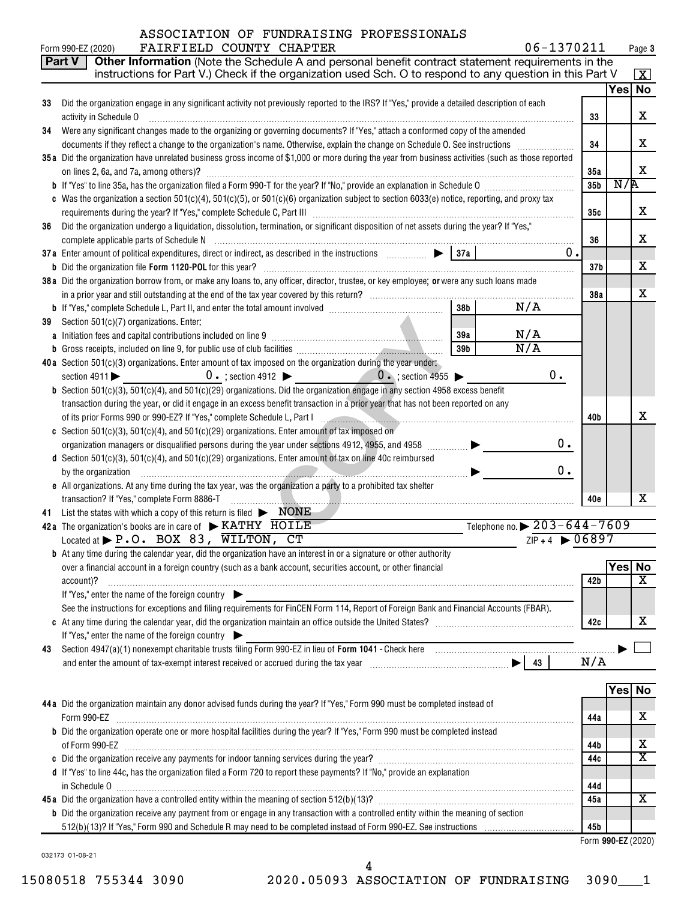ASSOCIATION OF FUNDRAISING PROFESSIONALS

Form 990-EZ (2020) FAIRFIELD COUNTY CHAPTER 06-1370211 Page 3

**Part V** **Other Information** (Note the Schedule A and personal benefit contract statement requirements in the instructions for Part V.) Check if the organization used Sch. O to respond to any question in this Part V [X]

| | | | Yes | No |
|---|---|---|---|---|
| 33 | Did the organization engage in any significant activity not previously reported to the IRS? If "Yes," provide a detailed description of each activity in Schedule O | 33 | | X |
| 34 | Were any significant changes made to the organizing or governing documents? If "Yes," attach a conformed copy of the amended documents if they reflect a change to the organization's name. Otherwise, explain the change on Schedule O. See instructions | 34 | | X |
| 35a | Did the organization have unrelated business gross income of $1,000 or more during the year from business activities (such as those reported on lines 2, 6a, and 7a, among others)? | 35a | | X |
| b | If "Yes" to line 35a, has the organization filed a Form 990-T for the year? If "No," provide an explanation in Schedule O | 35b | N/A | |
| c | Was the organization a section 501(c)(4), 501(c)(5), or 501(c)(6) organization subject to section 6033(e) notice, reporting, and proxy tax requirements during the year? If "Yes," complete Schedule C, Part III | 35c | | X |
| 36 | Did the organization undergo a liquidation, dissolution, termination, or significant disposition of net assets during the year? If "Yes," complete applicable parts of Schedule N | 36 | | X |
| 37a | Enter amount of political expenditures, direct or indirect, as described in the instructions ▶ 37a 0. | | | |
| b | Did the organization file Form 1120-POL for this year? | 37b | | X |
| 38a | Did the organization borrow from, or make any loans to, any officer, director, trustee, or key employee; or were any such loans made in a prior year and still outstanding at the end of the tax year covered by this return? | 38a | | X |
| b | If "Yes," complete Schedule L, Part II, and enter the total amount involved 38b N/A | | | |
| 39 | Section 501(c)(7) organizations. Enter: | | | |
| a | Initiation fees and capital contributions included on line 9 39a N/A | | | |
| b | Gross receipts, included on line 9, for public use of club facilities 39b N/A | | | |
| 40a | Section 501(c)(3) organizations. Enter amount of tax imposed on the organization during the year under: section 4911 ▶ 0. ; section 4912 ▶ 0. ; section 4955 ▶ 0. | | | |
| b | Section 501(c)(3), 501(c)(4), and 501(c)(29) organizations. Did the organization engage in any section 4958 excess benefit transaction during the year, or did it engage in an excess benefit transaction in a prior year that has not been reported on any of its prior Forms 990 or 990-EZ? If "Yes," complete Schedule L, Part I | 40b | | X |
| c | Section 501(c)(3), 501(c)(4), and 501(c)(29) organizations. Enter amount of tax imposed on organization managers or disqualified persons during the year under sections 4912, 4955, and 4958 ▶ 0. | | | |
| d | Section 501(c)(3), 501(c)(4), and 501(c)(29) organizations. Enter amount of tax on line 40c reimbursed by the organization ▶ 0. | | | |
| e | All organizations. At any time during the tax year, was the organization a party to a prohibited tax shelter transaction? If "Yes," complete Form 8886-T | 40e | | X |

41 List the states with which a copy of this return is filed ▶ NONE

42a The organization's books are in care of ▶ KATHY HOILE Telephone no. ▶ 203-644-7609

Located at ▶ P.O. BOX 83, WILTON, CT ZIP + 4 ▶ 06897

| | | | Yes | No |
|---|---|---|---|---|
| b | At any time during the calendar year, did the organization have an interest in or a signature or other authority over a financial account in a foreign country (such as a bank account, securities account, or other financial account)? If "Yes," enter the name of the foreign country ▶ See the instructions for exceptions and filing requirements for FinCEN Form 114, Report of Foreign Bank and Financial Accounts (FBAR). | 42b | | X |
| c | At any time during the calendar year, did the organization maintain an office outside the United States? If "Yes," enter the name of the foreign country ▶ | 42c | | X |

43 Section 4947(a)(1) nonexempt charitable trusts filing Form 990-EZ in lieu of Form 1041 - Check here ▶ [ ] and enter the amount of tax-exempt interest received or accrued during the tax year ▶ 43 N/A

| | | | Yes | No |
|---|---|---|---|---|
| 44a | Did the organization maintain any donor advised funds during the year? If "Yes," Form 990 must be completed instead of Form 990-EZ | 44a | | X |
| b | Did the organization operate one or more hospital facilities during the year? If "Yes," Form 990 must be completed instead of Form 990-EZ | 44b | | X |
| c | Did the organization receive any payments for indoor tanning services during the year? | 44c | | X |
| d | If "Yes" to line 44c, has the organization filed a Form 720 to report these payments? If "No," provide an explanation in Schedule O | 44d | | |
| 45a | Did the organization have a controlled entity within the meaning of section 512(b)(13)? | 45a | | X |
| b | Did the organization receive any payment from or engage in any transaction with a controlled entity within the meaning of section 512(b)(13)? If "Yes," Form 990 and Schedule R may need to be completed instead of Form 990-EZ. See instructions | 45b | | |

Form 990-EZ (2020)

032173 01-08-21

15080518 755344 3090 2020.05093 ASSOCIATION OF FUNDRAISING 3090___1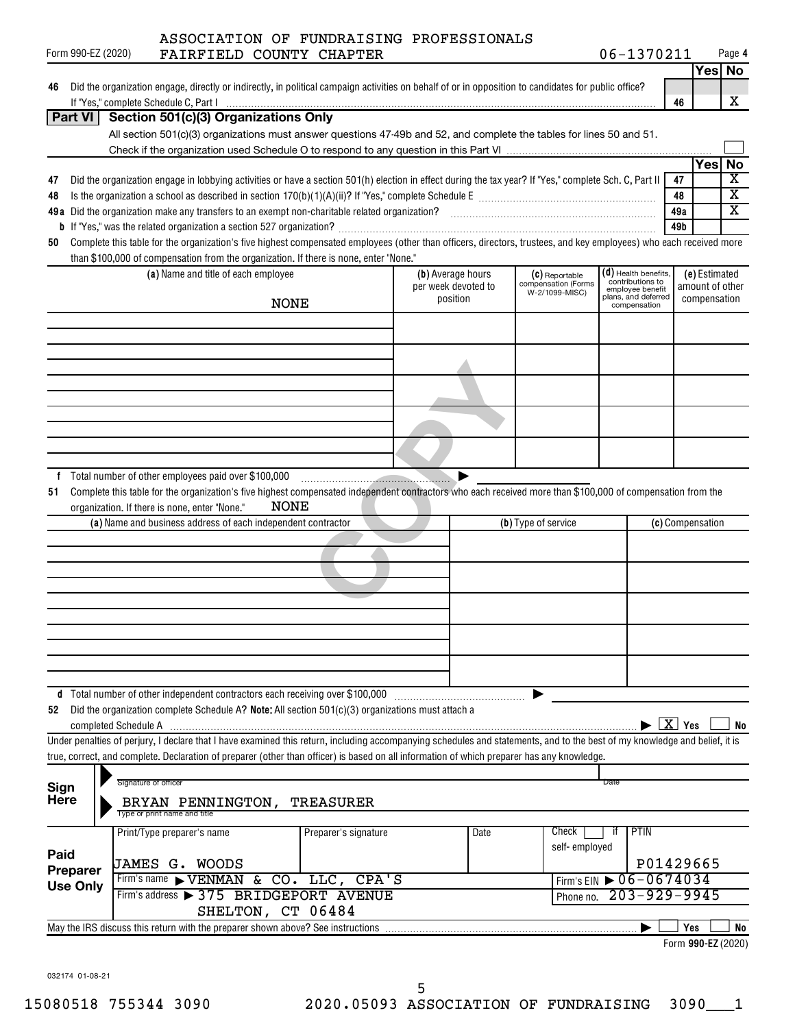ASSOCIATION OF FUNDRAISING PROFESSIONALS
Form 990-EZ (2020) FAIRFIELD COUNTY CHAPTER 06-1370211 Page **4**

| | | | Yes | No |
|---|---|---|---|---|
| 46 | Did the organization engage, directly or indirectly, in political campaign activities on behalf of or in opposition to candidates for public office? If "Yes," complete Schedule C, Part I | 46 | | X |

**Part VI | Section 501(c)(3) Organizations Only**

All section 501(c)(3) organizations must answer questions 47-49b and 52, and complete the tables for lines 50 and 51.

Check if the organization used Schedule O to respond to any question in this Part VI

| | | | Yes | No |
|---|---|---|---|---|
| 47 | Did the organization engage in lobbying activities or have a section 501(h) election in effect during the tax year? If "Yes," complete Sch. C, Part II | 47 | | X |
| 48 | Is the organization a school as described in section 170(b)(1)(A)(ii)? If "Yes," complete Schedule E | 48 | | X |
| 49a | Did the organization make any transfers to an exempt non-charitable related organization? | 49a | | X |
| b | If "Yes," was the related organization a section 527 organization? | 49b | | |

**50** Complete this table for the organization's five highest compensated employees (other than officers, directors, trustees, and key employees) who each received more than $100,000 of compensation from the organization. If there is none, enter "None."

| (a) Name and title of each employee | (b) Average hours per week devoted to position | (c) Reportable compensation (Forms W-2/1099-MISC) | (d) Health benefits, contributions to employee benefit plans, and deferred compensation | (e) Estimated amount of other compensation |
|---|---|---|---|---|
| NONE | | | | |
| | | | | |
| | | | | |
| | | | | |
| | | | | |

**f** Total number of other employees paid over $100,000

**51** Complete this table for the organization's five highest compensated independent contractors who each received more than $100,000 of compensation from the organization. If there is none, enter "None." NONE

| (a) Name and business address of each independent contractor | (b) Type of service | (c) Compensation |
|---|---|---|
| | | |
| | | |
| | | |
| | | |
| | | |

**d** Total number of other independent contractors each receiving over $100,000

**52** Did the organization complete Schedule A? **Note:** All section 501(c)(3) organizations must attach a completed Schedule A ▶ [X] Yes [ ] No

Under penalties of perjury, I declare that I have examined this return, including accompanying schedules and statements, and to the best of my knowledge and belief, it is true, correct, and complete. Declaration of preparer (other than officer) is based on all information of which preparer has any knowledge.

**Sign Here**

Signature of officer | Date

BRYAN PENNINGTON, TREASURER
Type or print name and title

| **Paid Preparer Use Only** | Print/Type preparer's name | Preparer's signature | Date | Check [ ] if self-employed | PTIN |
|---|---|---|---|---|---|
| | JAMES G. WOODS | | | | P01429665 |
| | Firm's name ▶ VENMAN & CO. LLC, CPA'S | | | Firm's EIN ▶ 06-0674034 | |
| | Firm's address ▶ 375 BRIDGEPORT AVENUE SHELTON, CT 06484 | | | Phone no. 203-929-9945 | |

May the IRS discuss this return with the preparer shown above? See instructions ▶ [ ] Yes [ ] No

Form **990-EZ** (2020)

032174 01-08-21

15080518 755344 3090 2020.05093 ASSOCIATION OF FUNDRAISING 3090___1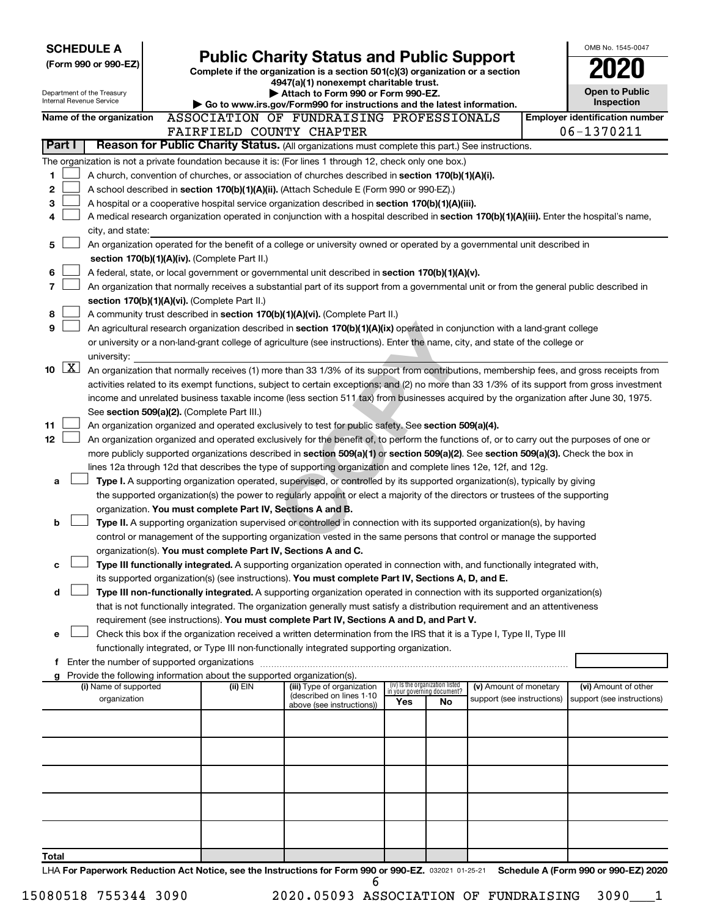**SCHEDULE A**
**(Form 990 or 990-EZ)**

Department of the Treasury
Internal Revenue Service

# Public Charity Status and Public Support

**Complete if the organization is a section 501(c)(3) organization or a section 4947(a)(1) nonexempt charitable trust.**
**▶ Attach to Form 990 or Form 990-EZ.**
**▶ Go to www.irs.gov/Form990 for instructions and the latest information.**

OMB No. 1545-0047

**2020**

**Open to Public Inspection**

**Name of the organization** ASSOCIATION OF FUNDRAISING PROFESSIONALS FAIRFIELD COUNTY CHAPTER

**Employer identification number** 06-1370211

## Part I — Reason for Public Charity Status. (All organizations must complete this part.) See instructions.

The organization is not a private foundation because it is: (For lines 1 through 12, check only one box.)

1. ☐ A church, convention of churches, or association of churches described in **section 170(b)(1)(A)(i).**
2. ☐ A school described in **section 170(b)(1)(A)(ii).** (Attach Schedule E (Form 990 or 990-EZ).)
3. ☐ A hospital or a cooperative hospital service organization described in **section 170(b)(1)(A)(iii).**
4. ☐ A medical research organization operated in conjunction with a hospital described in **section 170(b)(1)(A)(iii).** Enter the hospital's name, city, and state: \_\_\_\_
5. ☐ An organization operated for the benefit of a college or university owned or operated by a governmental unit described in **section 170(b)(1)(A)(iv).** (Complete Part II.)
6. ☐ A federal, state, or local government or governmental unit described in **section 170(b)(1)(A)(v).**
7. ☐ An organization that normally receives a substantial part of its support from a governmental unit or from the general public described in **section 170(b)(1)(A)(vi).** (Complete Part II.)
8. ☐ A community trust described in **section 170(b)(1)(A)(vi).** (Complete Part II.)
9. ☐ An agricultural research organization described in **section 170(b)(1)(A)(ix)** operated in conjunction with a land-grant college or university or a non-land-grant college of agriculture (see instructions). Enter the name, city, and state of the college or university: \_\_\_\_
10. ☒ An organization that normally receives (1) more than 33 1/3% of its support from contributions, membership fees, and gross receipts from activities related to its exempt functions, subject to certain exceptions; and (2) no more than 33 1/3% of its support from gross investment income and unrelated business taxable income (less section 511 tax) from businesses acquired by the organization after June 30, 1975. See **section 509(a)(2).** (Complete Part III.)
11. ☐ An organization organized and operated exclusively to test for public safety. See **section 509(a)(4).**
12. ☐ An organization organized and operated exclusively for the benefit of, to perform the functions of, or to carry out the purposes of one or more publicly supported organizations described in **section 509(a)(1)** or **section 509(a)(2)**. See **section 509(a)(3).** Check the box in lines 12a through 12d that describes the type of supporting organization and complete lines 12e, 12f, and 12g.
   - **a** ☐ **Type I.** A supporting organization operated, supervised, or controlled by its supported organization(s), typically by giving the supported organization(s) the power to regularly appoint or elect a majority of the directors or trustees of the supporting organization. **You must complete Part IV, Sections A and B.**
   - **b** ☐ **Type II.** A supporting organization supervised or controlled in connection with its supported organization(s), by having control or management of the supporting organization vested in the same persons that control or manage the supported organization(s). **You must complete Part IV, Sections A and C.**
   - **c** ☐ **Type III functionally integrated.** A supporting organization operated in connection with, and functionally integrated with, its supported organization(s) (see instructions). **You must complete Part IV, Sections A, D, and E.**
   - **d** ☐ **Type III non-functionally integrated.** A supporting organization operated in connection with its supported organization(s) that is not functionally integrated. The organization generally must satisfy a distribution requirement and an attentiveness requirement (see instructions). **You must complete Part IV, Sections A and D, and Part V.**
   - **e** ☐ Check this box if the organization received a written determination from the IRS that it is a Type I, Type II, Type III functionally integrated, or Type III non-functionally integrated supporting organization.
   - **f** Enter the number of supported organizations
   - **g** Provide the following information about the supported organization(s).

| (i) Name of supported organization | (ii) EIN | (iii) Type of organization (described on lines 1-10 above (see instructions)) | (iv) Is the organization listed in your governing document? Yes | No | (v) Amount of monetary support (see instructions) | (vi) Amount of other support (see instructions) |
|---|---|---|---|---|---|---|
| | | | | | | |
| | | | | | | |
| | | | | | | |
| | | | | | | |
| | | | | | | |
| **Total** | | | | | | |

LHA **For Paperwork Reduction Act Notice, see the Instructions for Form 990 or 990-EZ.** 032021 01-25-21 **Schedule A (Form 990 or 990-EZ) 2020**

15080518 755344 3090 2020.05093 ASSOCIATION OF FUNDRAISING 3090\_\_\_1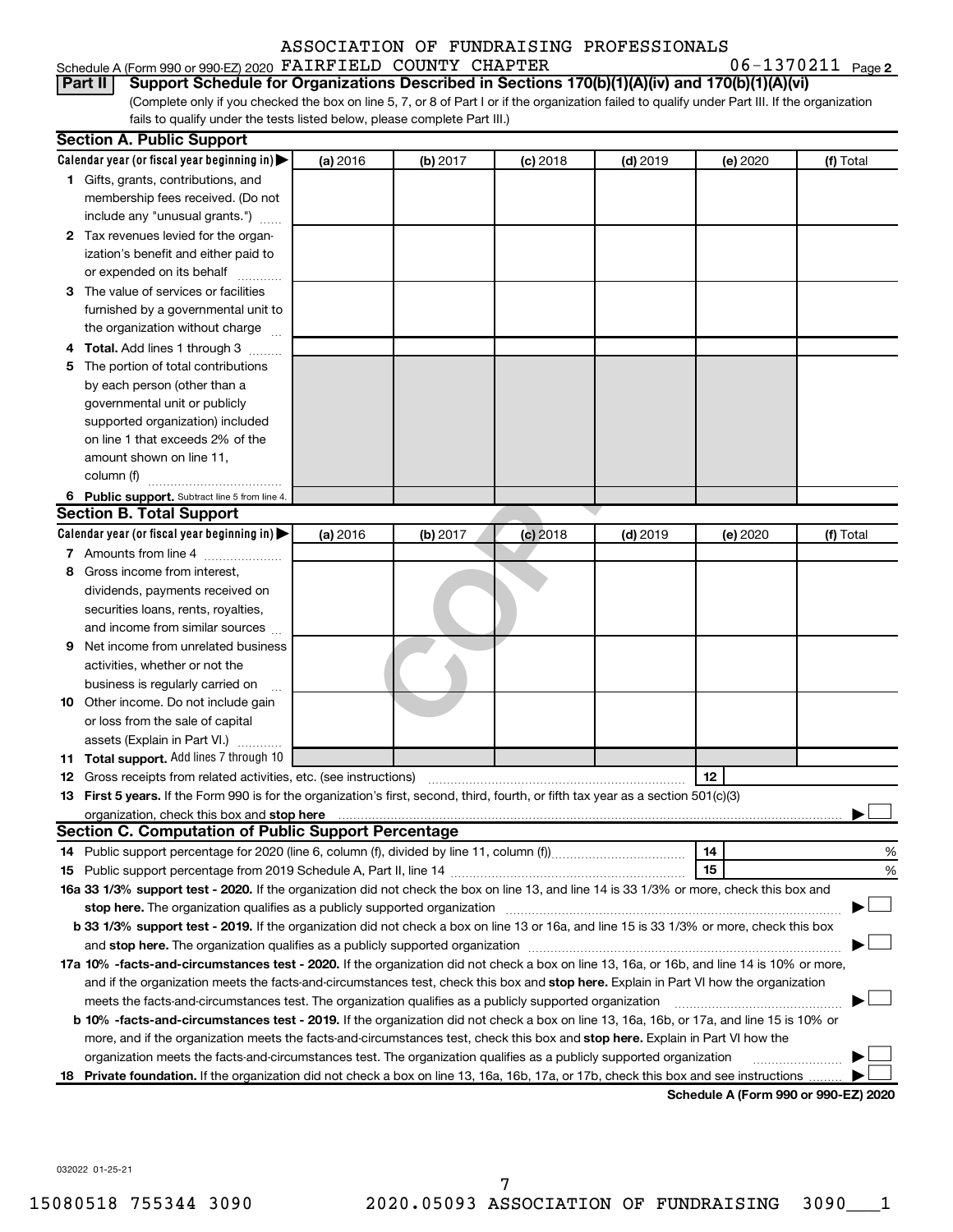ASSOCIATION OF FUNDRAISING PROFESSIONALS

Schedule A (Form 990 or 990-EZ) 2020 FAIRFIELD COUNTY CHAPTER 06-1370211 Page 2

**Part II Support Schedule for Organizations Described in Sections 170(b)(1)(A)(iv) and 170(b)(1)(A)(vi)**

(Complete only if you checked the box on line 5, 7, or 8 of Part I or if the organization failed to qualify under Part III. If the organization fails to qualify under the tests listed below, please complete Part III.)

**Section A. Public Support**

| Calendar year (or fiscal year beginning in) ▶ | (a) 2016 | (b) 2017 | (c) 2018 | (d) 2019 | (e) 2020 | (f) Total |
|---|---|---|---|---|---|---|
| 1 Gifts, grants, contributions, and membership fees received. (Do not include any "unusual grants.") | | | | | | |
| 2 Tax revenues levied for the organization's benefit and either paid to or expended on its behalf | | | | | | |
| 3 The value of services or facilities furnished by a governmental unit to the organization without charge | | | | | | |
| 4 **Total.** Add lines 1 through 3 | | | | | | |
| 5 The portion of total contributions by each person (other than a governmental unit or publicly supported organization) included on line 1 that exceeds 2% of the amount shown on line 11, column (f) | | | | | | |
| 6 **Public support.** Subtract line 5 from line 4. | | | | | | |

**Section B. Total Support**

| Calendar year (or fiscal year beginning in) ▶ | (a) 2016 | (b) 2017 | (c) 2018 | (d) 2019 | (e) 2020 | (f) Total |
|---|---|---|---|---|---|---|
| 7 Amounts from line 4 | | | | | | |
| 8 Gross income from interest, dividends, payments received on securities loans, rents, royalties, and income from similar sources | | | | | | |
| 9 Net income from unrelated business activities, whether or not the business is regularly carried on | | | | | | |
| 10 Other income. Do not include gain or loss from the sale of capital assets (Explain in Part VI.) | | | | | | |
| 11 **Total support.** Add lines 7 through 10 | | | | | | |

12 Gross receipts from related activities, etc. (see instructions) 12

13 **First 5 years.** If the Form 990 is for the organization's first, second, third, fourth, or fifth tax year as a section 501(c)(3) organization, check this box and **stop here** ▶ ☐

**Section C. Computation of Public Support Percentage**

14 Public support percentage for 2020 (line 6, column (f), divided by line 11, column (f)) 14 %

15 Public support percentage from 2019 Schedule A, Part II, line 14 15 %

**16a 33 1/3% support test - 2020.** If the organization did not check the box on line 13, and line 14 is 33 1/3% or more, check this box and **stop here.** The organization qualifies as a publicly supported organization ▶ ☐

**b 33 1/3% support test - 2019.** If the organization did not check a box on line 13 or 16a, and line 15 is 33 1/3% or more, check this box and **stop here.** The organization qualifies as a publicly supported organization ▶ ☐

**17a 10% -facts-and-circumstances test - 2020.** If the organization did not check a box on line 13, 16a, or 16b, and line 14 is 10% or more, and if the organization meets the facts-and-circumstances test, check this box and **stop here.** Explain in Part VI how the organization meets the facts-and-circumstances test. The organization qualifies as a publicly supported organization ▶ ☐

**b 10% -facts-and-circumstances test - 2019.** If the organization did not check a box on line 13, 16a, 16b, or 17a, and line 15 is 10% or more, and if the organization meets the facts-and-circumstances test, check this box and **stop here.** Explain in Part VI how the organization meets the facts-and-circumstances test. The organization qualifies as a publicly supported organization ▶ ☐

**18 Private foundation.** If the organization did not check a box on line 13, 16a, 16b, 17a, or 17b, check this box and see instructions ▶ ☐

**Schedule A (Form 990 or 990-EZ) 2020**

032022 01-25-21

15080518 755344 3090 2020.05093 ASSOCIATION OF FUNDRAISING 3090___1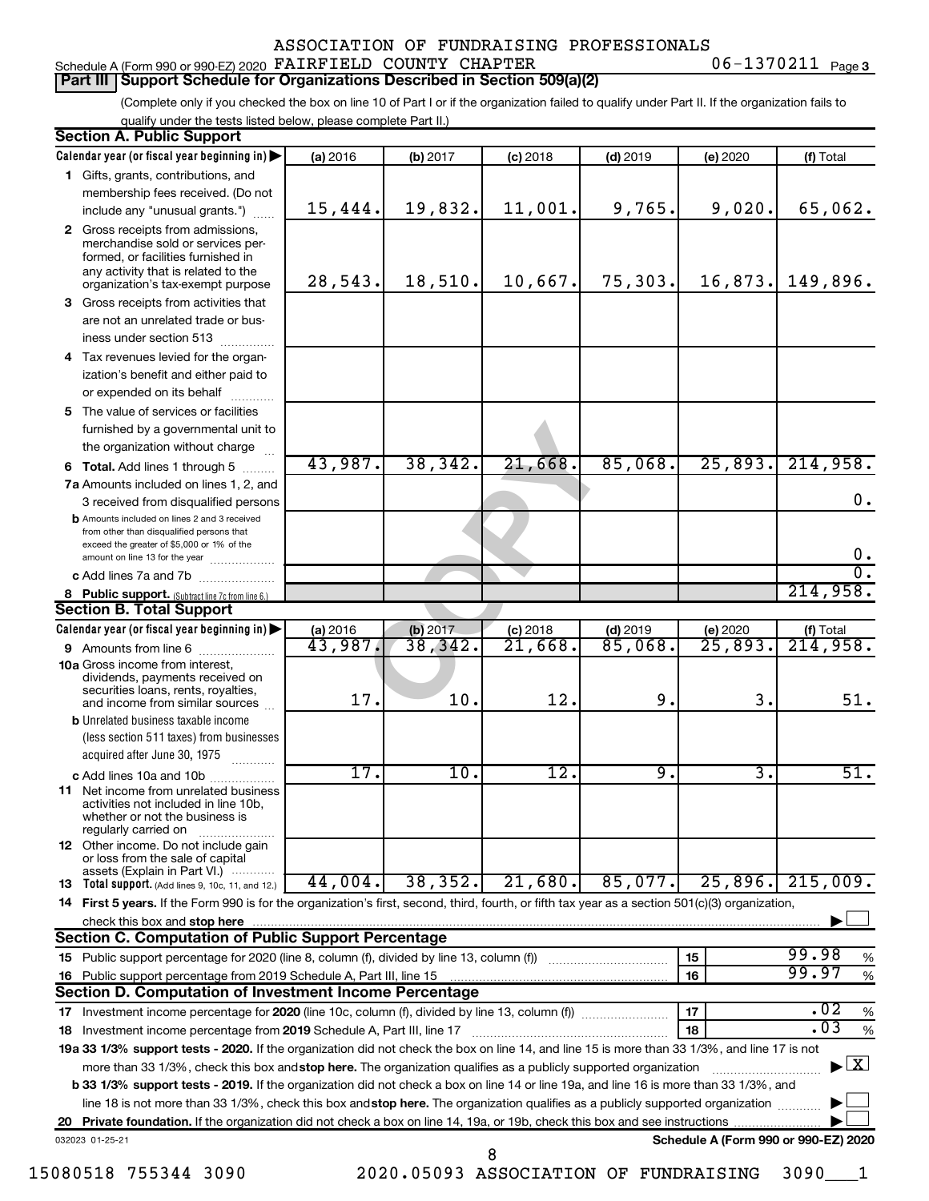ASSOCIATION OF FUNDRAISING PROFESSIONALS

Schedule A (Form 990 or 990-EZ) 2020 FAIRFIELD COUNTY CHAPTER 06-1370211 Page 3

**Part III Support Schedule for Organizations Described in Section 509(a)(2)**

(Complete only if you checked the box on line 10 of Part I or if the organization failed to qualify under Part II. If the organization fails to qualify under the tests listed below, please complete Part II.)

**Section A. Public Support**

| Calendar year (or fiscal year beginning in) | (a) 2016 | (b) 2017 | (c) 2018 | (d) 2019 | (e) 2020 | (f) Total |
|---|---|---|---|---|---|---|
| 1 Gifts, grants, contributions, and membership fees received. (Do not include any "unusual grants.") | 15,444. | 19,832. | 11,001. | 9,765. | 9,020. | 65,062. |
| 2 Gross receipts from admissions, merchandise sold or services performed, or facilities furnished in any activity that is related to the organization's tax-exempt purpose | 28,543. | 18,510. | 10,667. | 75,303. | 16,873. | 149,896. |
| 3 Gross receipts from activities that are not an unrelated trade or business under section 513 | | | | | | |
| 4 Tax revenues levied for the organization's benefit and either paid to or expended on its behalf | | | | | | |
| 5 The value of services or facilities furnished by a governmental unit to the organization without charge | | | | | | |
| 6 **Total.** Add lines 1 through 5 | 43,987. | 38,342. | 21,668. | 85,068. | 25,893. | 214,958. |
| 7a Amounts included on lines 1, 2, and 3 received from disqualified persons | | | | | | 0. |
| b Amounts included on lines 2 and 3 received from other than disqualified persons that exceed the greater of $5,000 or 1% of the amount on line 13 for the year | | | | | | 0. |
| c Add lines 7a and 7b | | | | | | 0. |
| 8 **Public support.** (Subtract line 7c from line 6.) | | | | | | 214,958. |

**Section B. Total Support**

| Calendar year (or fiscal year beginning in) | (a) 2016 | (b) 2017 | (c) 2018 | (d) 2019 | (e) 2020 | (f) Total |
|---|---|---|---|---|---|---|
| 9 Amounts from line 6 | 43,987. | 38,342. | 21,668. | 85,068. | 25,893. | 214,958. |
| 10a Gross income from interest, dividends, payments received on securities loans, rents, royalties, and income from similar sources | 17. | 10. | 12. | 9. | 3. | 51. |
| b Unrelated business taxable income (less section 511 taxes) from businesses acquired after June 30, 1975 | | | | | | |
| c Add lines 10a and 10b | 17. | 10. | 12. | 9. | 3. | 51. |
| 11 Net income from unrelated business activities not included in line 10b, whether or not the business is regularly carried on | | | | | | |
| 12 Other income. Do not include gain or loss from the sale of capital assets (Explain in Part VI.) | | | | | | |
| 13 **Total support.** (Add lines 9, 10c, 11, and 12.) | 44,004. | 38,352. | 21,680. | 85,077. | 25,896. | 215,009. |

14 **First 5 years.** If the Form 990 is for the organization's first, second, third, fourth, or fifth tax year as a section 501(c)(3) organization, check this box and **stop here** ☐

**Section C. Computation of Public Support Percentage**

| | | |
|---|---|---|
| 15 Public support percentage for 2020 (line 8, column (f), divided by line 13, column (f)) | 15 | 99.98 % |
| 16 Public support percentage from 2019 Schedule A, Part III, line 15 | 16 | 99.97 % |

**Section D. Computation of Investment Income Percentage**

| | | |
|---|---|---|
| 17 Investment income percentage for **2020** (line 10c, column (f), divided by line 13, column (f)) | 17 | .02 % |
| 18 Investment income percentage from **2019** Schedule A, Part III, line 17 | 18 | .03 % |

**19a 33 1/3% support tests - 2020.** If the organization did not check the box on line 14, and line 15 is more than 33 1/3%, and line 17 is not more than 33 1/3%, check this box and **stop here.** The organization qualifies as a publicly supported organization ☒

**b 33 1/3% support tests - 2019.** If the organization did not check a box on line 14 or line 19a, and line 16 is more than 33 1/3%, and line 18 is not more than 33 1/3%, check this box and **stop here.** The organization qualifies as a publicly supported organization ☐

**20 Private foundation.** If the organization did not check a box on line 14, 19a, or 19b, check this box and see instructions ☐

032023 01-25-21 **Schedule A (Form 990 or 990-EZ) 2020**

15080518 755344 3090 2020.05093 ASSOCIATION OF FUNDRAISING 3090___1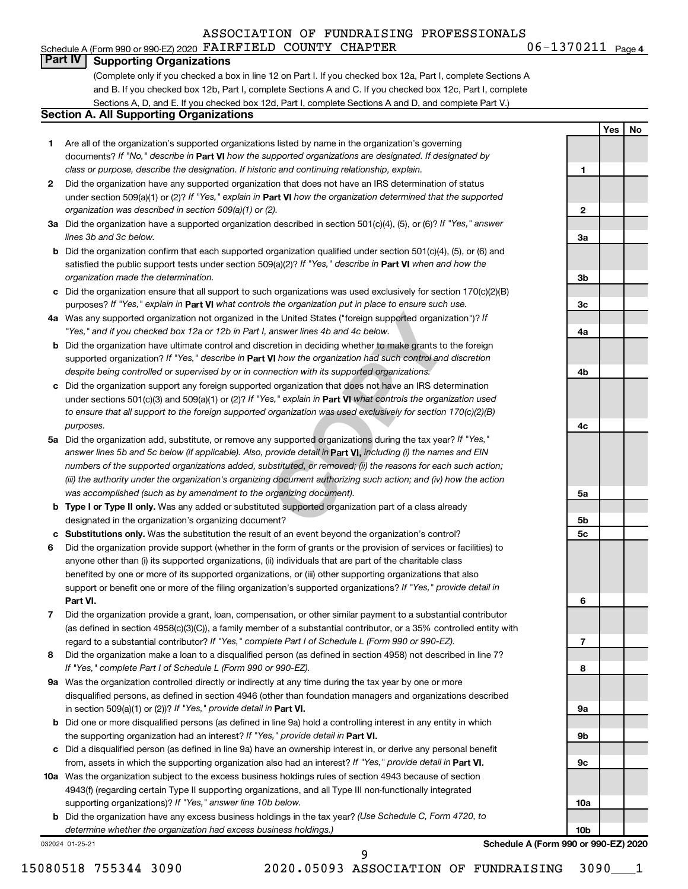ASSOCIATION OF FUNDRAISING PROFESSIONALS

Schedule A (Form 990 or 990-EZ) 2020 FAIRFIELD COUNTY CHAPTER 06-1370211 Page 4

## Part IV Supporting Organizations

(Complete only if you checked a box in line 12 on Part I. If you checked box 12a, Part I, complete Sections A and B. If you checked box 12b, Part I, complete Sections A and C. If you checked box 12c, Part I, complete Sections A, D, and E. If you checked box 12d, Part I, complete Sections A and D, and complete Part V.)

### Section A. All Supporting Organizations

| | | | Yes | No |
|---|---|---|---|---|
| 1 | Are all of the organization's supported organizations listed by name in the organization's governing documents? *If "No," describe in* **Part VI** *how the supported organizations are designated. If designated by class or purpose, describe the designation. If historic and continuing relationship, explain.* | 1 | | |
| 2 | Did the organization have any supported organization that does not have an IRS determination of status under section 509(a)(1) or (2)? *If "Yes," explain in* **Part VI** *how the organization determined that the supported organization was described in section 509(a)(1) or (2).* | 2 | | |
| 3a | Did the organization have a supported organization described in section 501(c)(4), (5), or (6)? *If "Yes," answer lines 3b and 3c below.* | 3a | | |
| b | Did the organization confirm that each supported organization qualified under section 501(c)(4), (5), or (6) and satisfied the public support tests under section 509(a)(2)? *If "Yes," describe in* **Part VI** *when and how the organization made the determination.* | 3b | | |
| c | Did the organization ensure that all support to such organizations was used exclusively for section 170(c)(2)(B) purposes? *If "Yes," explain in* **Part VI** *what controls the organization put in place to ensure such use.* | 3c | | |
| 4a | Was any supported organization not organized in the United States ("foreign supported organization")? *If "Yes," and if you checked box 12a or 12b in Part I, answer lines 4b and 4c below.* | 4a | | |
| b | Did the organization have ultimate control and discretion in deciding whether to make grants to the foreign supported organization? *If "Yes," describe in* **Part VI** *how the organization had such control and discretion despite being controlled or supervised by or in connection with its supported organizations.* | 4b | | |
| c | Did the organization support any foreign supported organization that does not have an IRS determination under sections 501(c)(3) and 509(a)(1) or (2)? *If "Yes," explain in* **Part VI** *what controls the organization used to ensure that all support to the foreign supported organization was used exclusively for section 170(c)(2)(B) purposes.* | 4c | | |
| 5a | Did the organization add, substitute, or remove any supported organizations during the tax year? *If "Yes," answer lines 5b and 5c below (if applicable). Also, provide detail in* **Part VI,** *including (i) the names and EIN numbers of the supported organizations added, substituted, or removed; (ii) the reasons for each such action; (iii) the authority under the organization's organizing document authorizing such action; and (iv) how the action was accomplished (such as by amendment to the organizing document).* | 5a | | |
| b | **Type I or Type II only.** Was any added or substituted supported organization part of a class already designated in the organization's organizing document? | 5b | | |
| c | **Substitutions only.** Was the substitution the result of an event beyond the organization's control? | 5c | | |
| 6 | Did the organization provide support (whether in the form of grants or the provision of services or facilities) to anyone other than (i) its supported organizations, (ii) individuals that are part of the charitable class benefited by one or more of its supported organizations, or (iii) other supporting organizations that also support or benefit one or more of the filing organization's supported organizations? *If "Yes," provide detail in* **Part VI.** | 6 | | |
| 7 | Did the organization provide a grant, loan, compensation, or other similar payment to a substantial contributor (as defined in section 4958(c)(3)(C)), a family member of a substantial contributor, or a 35% controlled entity with regard to a substantial contributor? *If "Yes," complete Part I of Schedule L (Form 990 or 990-EZ).* | 7 | | |
| 8 | Did the organization make a loan to a disqualified person (as defined in section 4958) not described in line 7? *If "Yes," complete Part I of Schedule L (Form 990 or 990-EZ).* | 8 | | |
| 9a | Was the organization controlled directly or indirectly at any time during the tax year by one or more disqualified persons, as defined in section 4946 (other than foundation managers and organizations described in section 509(a)(1) or (2))? *If "Yes," provide detail in* **Part VI.** | 9a | | |
| b | Did one or more disqualified persons (as defined in line 9a) hold a controlling interest in any entity in which the supporting organization had an interest? *If "Yes," provide detail in* **Part VI.** | 9b | | |
| c | Did a disqualified person (as defined in line 9a) have an ownership interest in, or derive any personal benefit from, assets in which the supporting organization also had an interest? *If "Yes," provide detail in* **Part VI.** | 9c | | |
| 10a | Was the organization subject to the excess business holdings rules of section 4943 because of section 4943(f) (regarding certain Type II supporting organizations, and all Type III non-functionally integrated supporting organizations)? *If "Yes," answer line 10b below.* | 10a | | |
| b | Did the organization have any excess business holdings in the tax year? *(Use Schedule C, Form 4720, to determine whether the organization had excess business holdings.)* | 10b | | |

032024 01-25-21

**Schedule A (Form 990 or 990-EZ) 2020**

15080518 755344 3090 2020.05093 ASSOCIATION OF FUNDRAISING 3090___1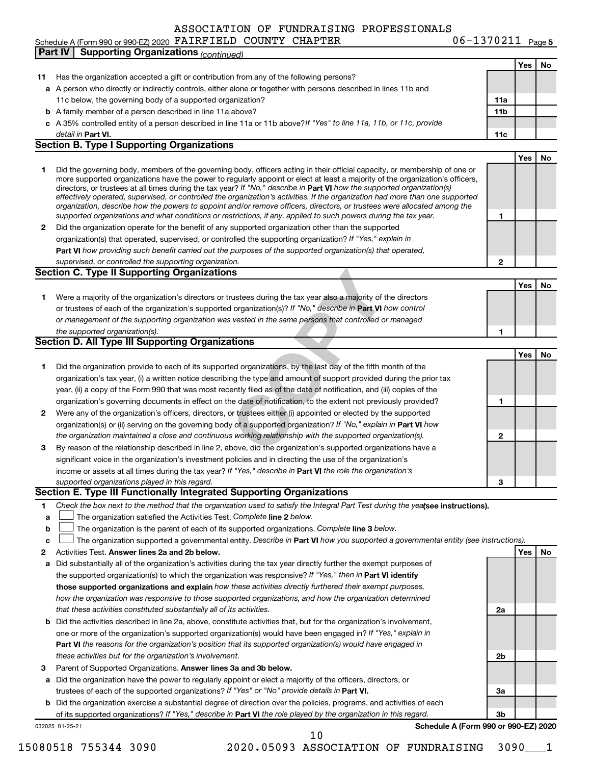ASSOCIATION OF FUNDRAISING PROFESSIONALS

Schedule A (Form 990 or 990-EZ) 2020 FAIRFIELD COUNTY CHAPTER 06-1370211 Page 5

## Part IV Supporting Organizations *(continued)*

| | | | Yes | No |
|---|---|---|---|---|
| 11 | Has the organization accepted a gift or contribution from any of the following persons? | | | |
| a | A person who directly or indirectly controls, either alone or together with persons described in lines 11b and 11c below, the governing body of a supported organization? | 11a | | |
| b | A family member of a person described in line 11a above? | 11b | | |
| c | A 35% controlled entity of a person described in line 11a or 11b above? *If "Yes" to line 11a, 11b, or 11c, provide detail in* **Part VI.** | 11c | | |

### Section B. Type I Supporting Organizations

| | | | Yes | No |
|---|---|---|---|---|
| 1 | Did the governing body, members of the governing body, officers acting in their official capacity, or membership of one or more supported organizations have the power to regularly appoint or elect at least a majority of the organization's officers, directors, or trustees at all times during the tax year? *If "No," describe in* **Part VI** *how the supported organization(s) effectively operated, supervised, or controlled the organization's activities. If the organization had more than one supported organization, describe how the powers to appoint and/or remove officers, directors, or trustees were allocated among the supported organizations and what conditions or restrictions, if any, applied to such powers during the tax year.* | 1 | | |
| 2 | Did the organization operate for the benefit of any supported organization other than the supported organization(s) that operated, supervised, or controlled the supporting organization? *If "Yes," explain in* **Part VI** *how providing such benefit carried out the purposes of the supported organization(s) that operated, supervised, or controlled the supporting organization.* | 2 | | |

### Section C. Type II Supporting Organizations

| | | | Yes | No |
|---|---|---|---|---|
| 1 | Were a majority of the organization's directors or trustees during the tax year also a majority of the directors or trustees of each of the organization's supported organization(s)? *If "No," describe in* **Part VI** *how control or management of the supporting organization was vested in the same persons that controlled or managed the supported organization(s).* | 1 | | |

### Section D. All Type III Supporting Organizations

| | | | Yes | No |
|---|---|---|---|---|
| 1 | Did the organization provide to each of its supported organizations, by the last day of the fifth month of the organization's tax year, (i) a written notice describing the type and amount of support provided during the prior tax year, (ii) a copy of the Form 990 that was most recently filed as of the date of notification, and (iii) copies of the organization's governing documents in effect on the date of notification, to the extent not previously provided? | 1 | | |
| 2 | Were any of the organization's officers, directors, or trustees either (i) appointed or elected by the supported organization(s) or (ii) serving on the governing body of a supported organization? *If "No," explain in* **Part VI** *how the organization maintained a close and continuous working relationship with the supported organization(s).* | 2 | | |
| 3 | By reason of the relationship described in line 2, above, did the organization's supported organizations have a significant voice in the organization's investment policies and in directing the use of the organization's income or assets at all times during the tax year? *If "Yes," describe in* **Part VI** *the role the organization's supported organizations played in this regard.* | 3 | | |

### Section E. Type III Functionally Integrated Supporting Organizations

1. *Check the box next to the method that the organization used to satisfy the Integral Part Test during the year* **(see instructions).**
   - a ☐ The organization satisfied the Activities Test. *Complete* **line 2** *below.*
   - b ☐ The organization is the parent of each of its supported organizations. *Complete* **line 3** *below.*
   - c ☐ The organization supported a governmental entity. *Describe in* **Part VI** *how you supported a governmental entity (see instructions).*

| | | | Yes | No |
|---|---|---|---|---|
| 2 | Activities Test. **Answer lines 2a and 2b below.** | | | |
| a | Did substantially all of the organization's activities during the tax year directly further the exempt purposes of the supported organization(s) to which the organization was responsive? *If "Yes," then in* **Part VI identify those supported organizations and explain** *how these activities directly furthered their exempt purposes, how the organization was responsive to those supported organizations, and how the organization determined that these activities constituted substantially all of its activities.* | 2a | | |
| b | Did the activities described in line 2a, above, constitute activities that, but for the organization's involvement, one or more of the organization's supported organization(s) would have been engaged in? *If "Yes," explain in* **Part VI** *the reasons for the organization's position that its supported organization(s) would have engaged in these activities but for the organization's involvement.* | 2b | | |
| 3 | Parent of Supported Organizations. **Answer lines 3a and 3b below.** | | | |
| a | Did the organization have the power to regularly appoint or elect a majority of the officers, directors, or trustees of each of the supported organizations? *If "Yes" or "No" provide details in* **Part VI.** | 3a | | |
| b | Did the organization exercise a substantial degree of direction over the policies, programs, and activities of each of its supported organizations? *If "Yes," describe in* **Part VI** *the role played by the organization in this regard.* | 3b | | |

032025 01-25-21 **Schedule A (Form 990 or 990-EZ) 2020**

15080518 755344 3090 2020.05093 ASSOCIATION OF FUNDRAISING 3090___1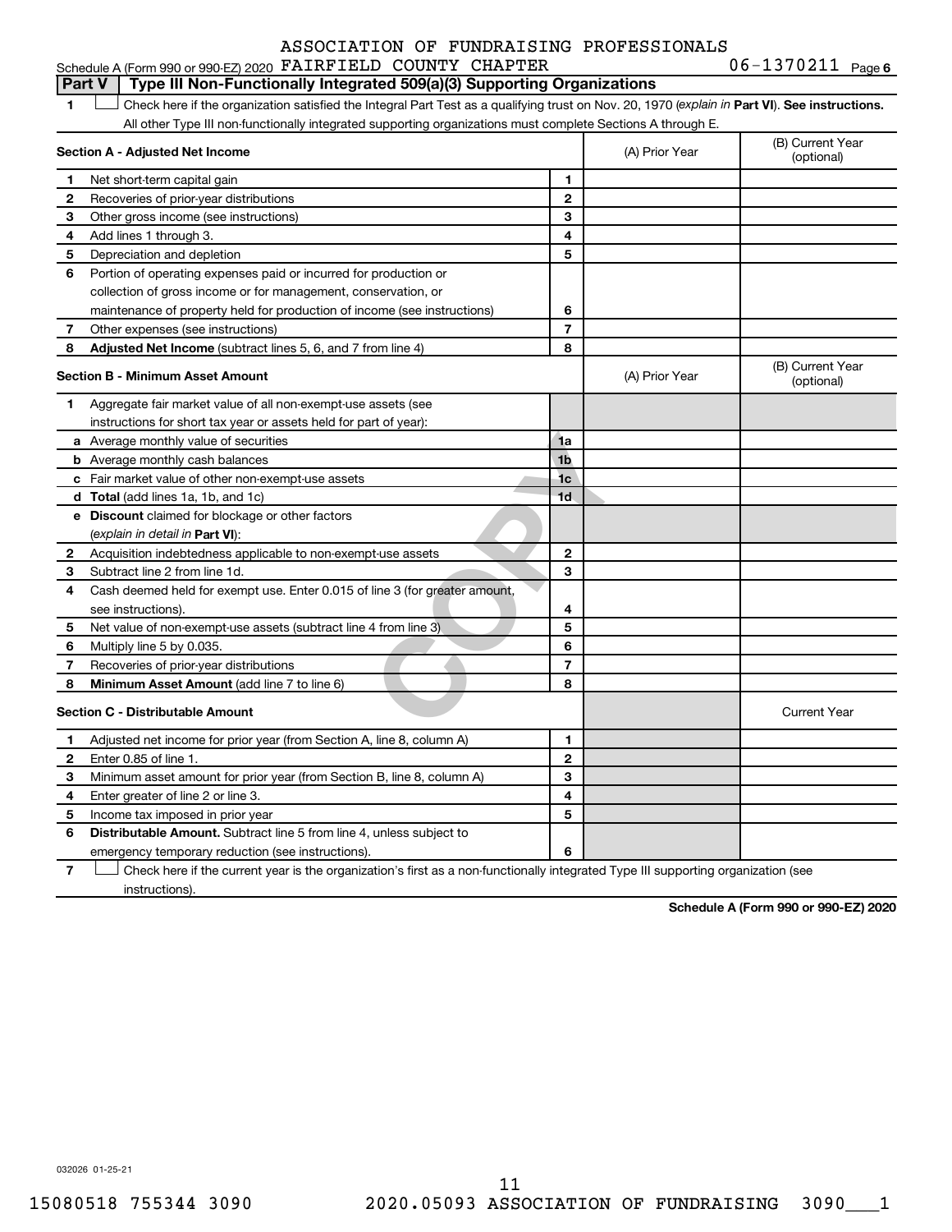ASSOCIATION OF FUNDRAISING PROFESSIONALS

Schedule A (Form 990 or 990-EZ) 2020 FAIRFIELD COUNTY CHAPTER 06-1370211 Page 6

## Part V Type III Non-Functionally Integrated 509(a)(3) Supporting Organizations

1 ☐ Check here if the organization satisfied the Integral Part Test as a qualifying trust on Nov. 20, 1970 (*explain in* **Part VI**). **See instructions.** All other Type III non-functionally integrated supporting organizations must complete Sections A through E.

| Section A - Adjusted Net Income | | | (A) Prior Year | (B) Current Year (optional) |
|---|---|---|---|---|
| 1 | Net short-term capital gain | 1 | | |
| 2 | Recoveries of prior-year distributions | 2 | | |
| 3 | Other gross income (see instructions) | 3 | | |
| 4 | Add lines 1 through 3. | 4 | | |
| 5 | Depreciation and depletion | 5 | | |
| 6 | Portion of operating expenses paid or incurred for production or collection of gross income or for management, conservation, or maintenance of property held for production of income (see instructions) | 6 | | |
| 7 | Other expenses (see instructions) | 7 | | |
| 8 | **Adjusted Net Income** (subtract lines 5, 6, and 7 from line 4) | 8 | | |

| Section B - Minimum Asset Amount | | | (A) Prior Year | (B) Current Year (optional) |
|---|---|---|---|---|
| 1 | Aggregate fair market value of all non-exempt-use assets (see instructions for short tax year or assets held for part of year): | | | |
| a | Average monthly value of securities | 1a | | |
| b | Average monthly cash balances | 1b | | |
| c | Fair market value of other non-exempt-use assets | 1c | | |
| d | **Total** (add lines 1a, 1b, and 1c) | 1d | | |
| e | **Discount** claimed for blockage or other factors (*explain in detail in* **Part VI**): | | | |
| 2 | Acquisition indebtedness applicable to non-exempt-use assets | 2 | | |
| 3 | Subtract line 2 from line 1d. | 3 | | |
| 4 | Cash deemed held for exempt use. Enter 0.015 of line 3 (for greater amount, see instructions). | 4 | | |
| 5 | Net value of non-exempt-use assets (subtract line 4 from line 3) | 5 | | |
| 6 | Multiply line 5 by 0.035. | 6 | | |
| 7 | Recoveries of prior-year distributions | 7 | | |
| 8 | **Minimum Asset Amount** (add line 7 to line 6) | 8 | | |

| Section C - Distributable Amount | | | | Current Year |
|---|---|---|---|---|
| 1 | Adjusted net income for prior year (from Section A, line 8, column A) | 1 | | |
| 2 | Enter 0.85 of line 1. | 2 | | |
| 3 | Minimum asset amount for prior year (from Section B, line 8, column A) | 3 | | |
| 4 | Enter greater of line 2 or line 3. | 4 | | |
| 5 | Income tax imposed in prior year | 5 | | |
| 6 | **Distributable Amount.** Subtract line 5 from line 4, unless subject to emergency temporary reduction (see instructions). | 6 | | |

7 ☐ Check here if the current year is the organization's first as a non-functionally integrated Type III supporting organization (see instructions).

**Schedule A (Form 990 or 990-EZ) 2020**

032026 01-25-21

11

15080518 755344 3090 2020.05093 ASSOCIATION OF FUNDRAISING 3090___1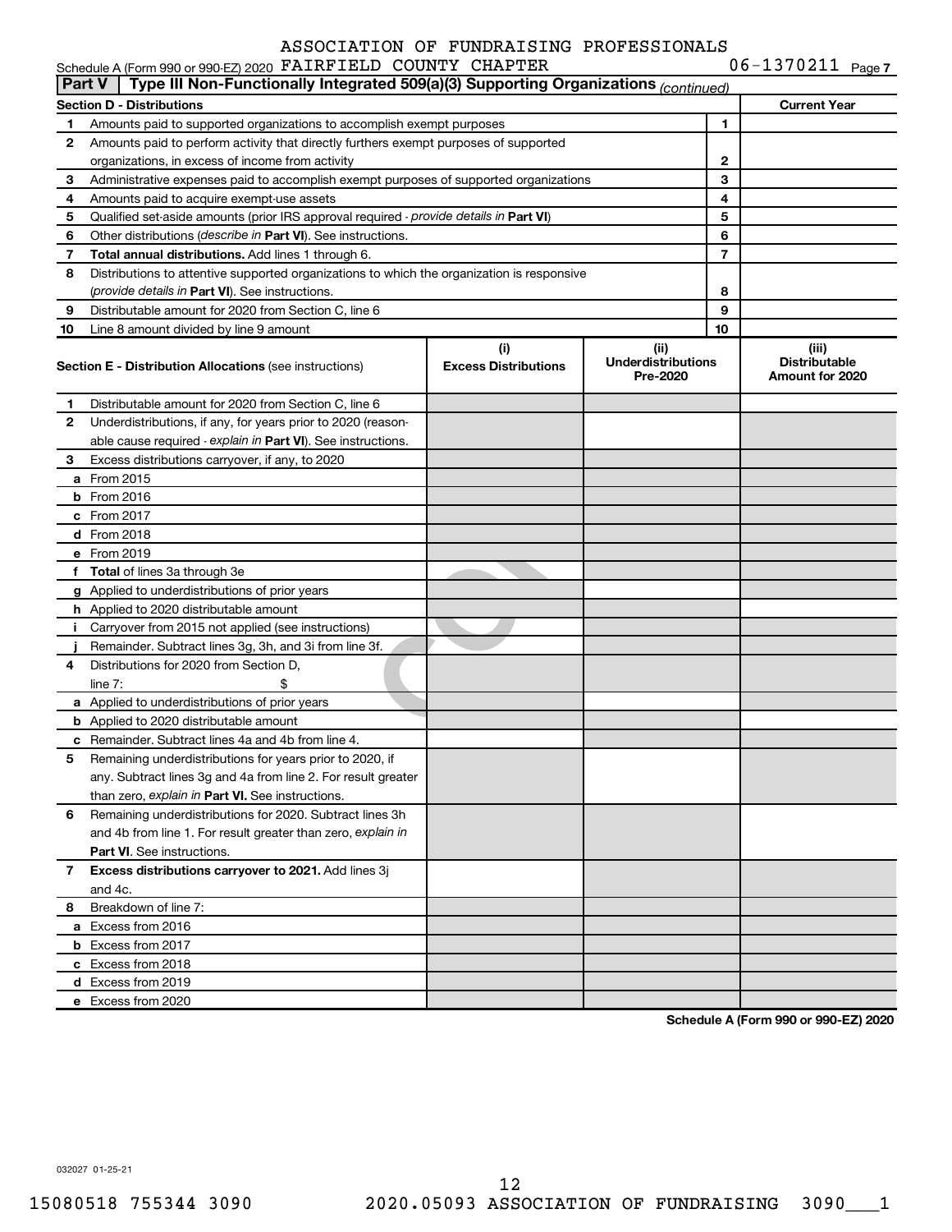ASSOCIATION OF FUNDRAISING PROFESSIONALS

Schedule A (Form 990 or 990-EZ) 2020 FAIRFIELD COUNTY CHAPTER 06-1370211 Page 7

**Part V** **Type III Non-Functionally Integrated 509(a)(3) Supporting Organizations** *(continued)*

| **Section D - Distributions** | | | **Current Year** |
|---|---|---|---|
| 1 | Amounts paid to supported organizations to accomplish exempt purposes | 1 | |
| 2 | Amounts paid to perform activity that directly furthers exempt purposes of supported organizations, in excess of income from activity | 2 | |
| 3 | Administrative expenses paid to accomplish exempt purposes of supported organizations | 3 | |
| 4 | Amounts paid to acquire exempt-use assets | 4 | |
| 5 | Qualified set-aside amounts (prior IRS approval required - *provide details in* **Part VI**) | 5 | |
| 6 | Other distributions (*describe in* **Part VI**). See instructions. | 6 | |
| 7 | **Total annual distributions.** Add lines 1 through 6. | 7 | |
| 8 | Distributions to attentive supported organizations to which the organization is responsive (*provide details in* **Part VI**). See instructions. | 8 | |
| 9 | Distributable amount for 2020 from Section C, line 6 | 9 | |
| 10 | Line 8 amount divided by line 9 amount | 10 | |

| | **Section E - Distribution Allocations** (see instructions) | (i) **Excess Distributions** | (ii) **Underdistributions Pre-2020** | (iii) **Distributable Amount for 2020** |
|---|---|---|---|---|
| 1 | Distributable amount for 2020 from Section C, line 6 | | | |
| 2 | Underdistributions, if any, for years prior to 2020 (reasonable cause required - *explain in* **Part VI**). See instructions. | | | |
| 3 | Excess distributions carryover, if any, to 2020 | | | |
| a | From 2015 | | | |
| b | From 2016 | | | |
| c | From 2017 | | | |
| d | From 2018 | | | |
| e | From 2019 | | | |
| f | **Total** of lines 3a through 3e | | | |
| g | Applied to underdistributions of prior years | | | |
| h | Applied to 2020 distributable amount | | | |
| i | Carryover from 2015 not applied (see instructions) | | | |
| j | Remainder. Subtract lines 3g, 3h, and 3i from line 3f. | | | |
| 4 | Distributions for 2020 from Section D, line 7: $ | | | |
| a | Applied to underdistributions of prior years | | | |
| b | Applied to 2020 distributable amount | | | |
| c | Remainder. Subtract lines 4a and 4b from line 4. | | | |
| 5 | Remaining underdistributions for years prior to 2020, if any. Subtract lines 3g and 4a from line 2. For result greater than zero, *explain in* **Part VI.** See instructions. | | | |
| 6 | Remaining underdistributions for 2020. Subtract lines 3h and 4b from line 1. For result greater than zero, *explain in* **Part VI**. See instructions. | | | |
| 7 | **Excess distributions carryover to 2021.** Add lines 3j and 4c. | | | |
| 8 | Breakdown of line 7: | | | |
| a | Excess from 2016 | | | |
| b | Excess from 2017 | | | |
| c | Excess from 2018 | | | |
| d | Excess from 2019 | | | |
| e | Excess from 2020 | | | |

**Schedule A (Form 990 or 990-EZ) 2020**

032027 01-25-21

15080518 755344 3090 2020.05093 ASSOCIATION OF FUNDRAISING 3090___1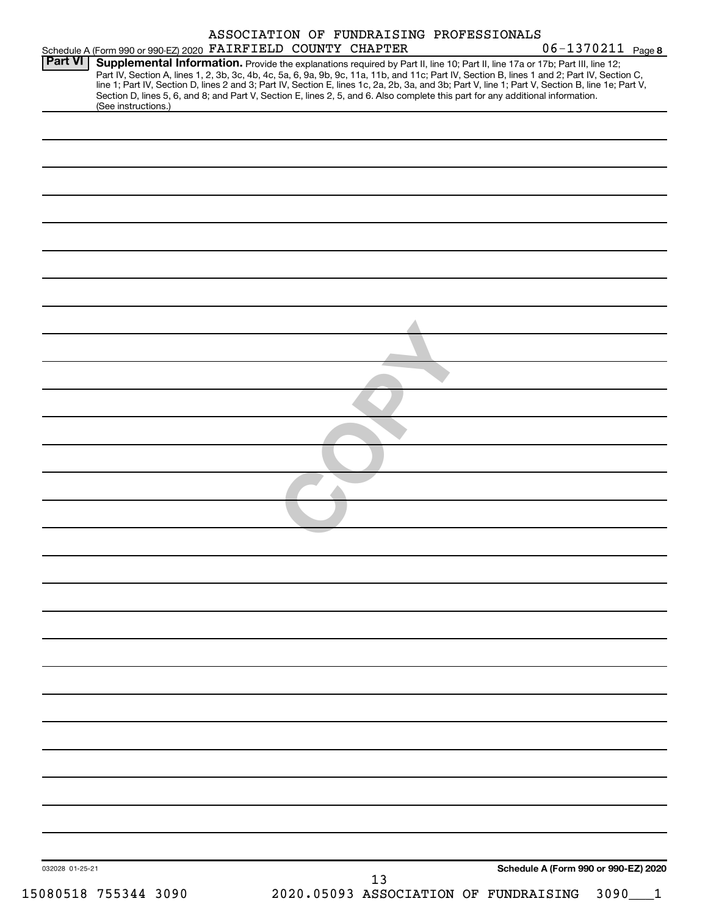ASSOCIATION OF FUNDRAISING PROFESSIONALS

Schedule A (Form 990 or 990-EZ) 2020 FAIRFIELD COUNTY CHAPTER 06-1370211 Page 8

**Part VI** **Supplemental Information.** Provide the explanations required by Part II, line 10; Part II, line 17a or 17b; Part III, line 12; Part IV, Section A, lines 1, 2, 3b, 3c, 4b, 4c, 5a, 6, 9a, 9b, 9c, 11a, 11b, and 11c; Part IV, Section B, lines 1 and 2; Part IV, Section C, line 1; Part IV, Section D, lines 2 and 3; Part IV, Section E, lines 1c, 2a, 2b, 3a, and 3b; Part V, line 1; Part V, Section B, line 1e; Part V, Section D, lines 5, 6, and 8; and Part V, Section E, lines 2, 5, and 6. Also complete this part for any additional information. (See instructions.)

COPY

032028 01-25-21

**Schedule A (Form 990 or 990-EZ) 2020**

15080518 755344 3090 2020.05093 ASSOCIATION OF FUNDRAISING 3090___1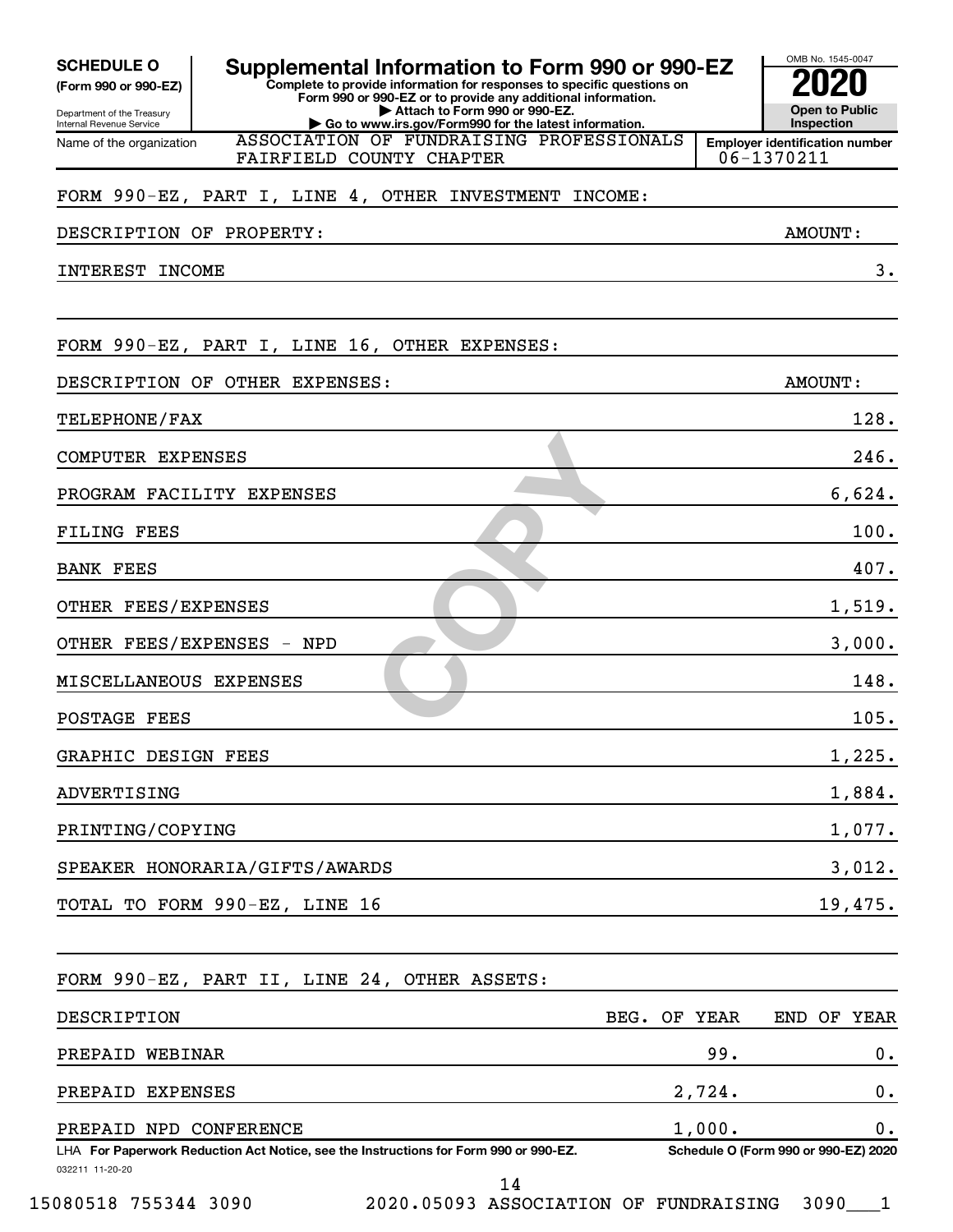**SCHEDULE O** (Form 990 or 990-EZ)

Department of the Treasury
Internal Revenue Service

# Supplemental Information to Form 990 or 990-EZ

**Complete to provide information for responses to specific questions on Form 990 or 990-EZ or to provide any additional information.**
**▶ Attach to Form 990 or 990-EZ.**
**▶ Go to www.irs.gov/Form990 for the latest information.**

OMB No. 1545-0047

**2020**

**Open to Public Inspection**

Name of the organization: ASSOCIATION OF FUNDRAISING PROFESSIONALS FAIRFIELD COUNTY CHAPTER

**Employer identification number** 06-1370211

FORM 990-EZ, PART I, LINE 4, OTHER INVESTMENT INCOME:

| DESCRIPTION OF PROPERTY: | AMOUNT: |
|---|---|
| INTEREST INCOME | 3. |

FORM 990-EZ, PART I, LINE 16, OTHER EXPENSES:

| DESCRIPTION OF OTHER EXPENSES: | AMOUNT: |
|---|---|
| TELEPHONE/FAX | 128. |
| COMPUTER EXPENSES | 246. |
| PROGRAM FACILITY EXPENSES | 6,624. |
| FILING FEES | 100. |
| BANK FEES | 407. |
| OTHER FEES/EXPENSES | 1,519. |
| OTHER FEES/EXPENSES - NPD | 3,000. |
| MISCELLANEOUS EXPENSES | 148. |
| POSTAGE FEES | 105. |
| GRAPHIC DESIGN FEES | 1,225. |
| ADVERTISING | 1,884. |
| PRINTING/COPYING | 1,077. |
| SPEAKER HONORARIA/GIFTS/AWARDS | 3,012. |
| TOTAL TO FORM 990-EZ, LINE 16 | 19,475. |

FORM 990-EZ, PART II, LINE 24, OTHER ASSETS:

| DESCRIPTION | BEG. OF YEAR | END OF YEAR |
|---|---|---|
| PREPAID WEBINAR | 99. | 0. |
| PREPAID EXPENSES | 2,724. | 0. |
| PREPAID NPD CONFERENCE | 1,000. | 0. |

LHA **For Paperwork Reduction Act Notice, see the Instructions for Form 990 or 990-EZ.** **Schedule O (Form 990 or 990-EZ) 2020**

032211 11-20-20

15080518 755344 3090 2020.05093 ASSOCIATION OF FUNDRAISING 3090___1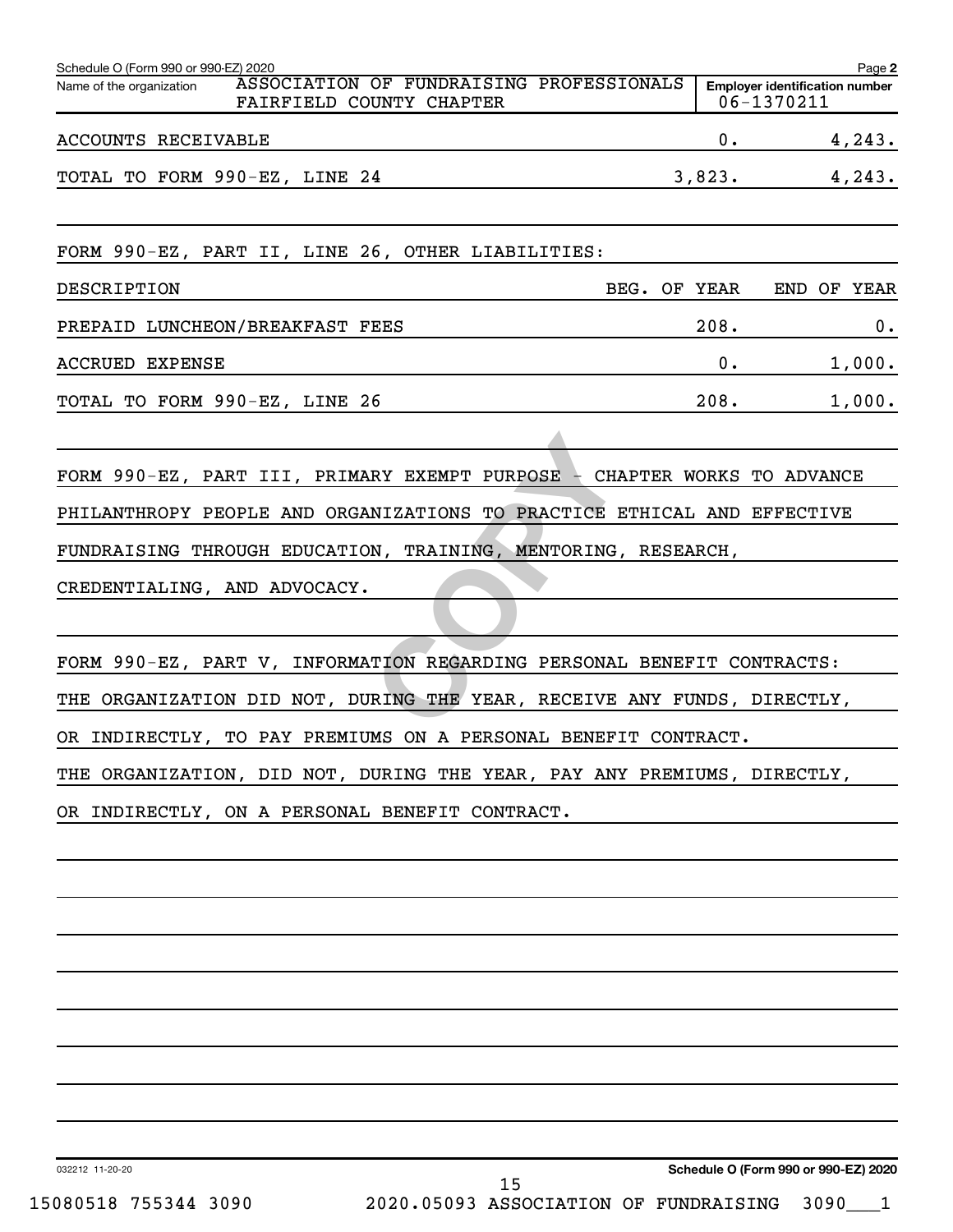Schedule O (Form 990 or 990-EZ) 2020 Page **2**

Name of the organization: ASSOCIATION OF FUNDRAISING PROFESSIONALS FAIRFIELD COUNTY CHAPTER

**Employer identification number** 06-1370211

| | | |
|---|---|---|
| ACCOUNTS RECEIVABLE | 0. | 4,243. |
| TOTAL TO FORM 990-EZ, LINE 24 | 3,823. | 4,243. |

FORM 990-EZ, PART II, LINE 26, OTHER LIABILITIES:

| DESCRIPTION | BEG. OF YEAR | END OF YEAR |
|---|---|---|
| PREPAID LUNCHEON/BREAKFAST FEES | 208. | 0. |
| ACCRUED EXPENSE | 0. | 1,000. |
| TOTAL TO FORM 990-EZ, LINE 26 | 208. | 1,000. |

FORM 990-EZ, PART III, PRIMARY EXEMPT PURPOSE - CHAPTER WORKS TO ADVANCE PHILANTHROPY PEOPLE AND ORGANIZATIONS TO PRACTICE ETHICAL AND EFFECTIVE FUNDRAISING THROUGH EDUCATION, TRAINING, MENTORING, RESEARCH, CREDENTIALING, AND ADVOCACY.

FORM 990-EZ, PART V, INFORMATION REGARDING PERSONAL BENEFIT CONTRACTS: THE ORGANIZATION DID NOT, DURING THE YEAR, RECEIVE ANY FUNDS, DIRECTLY, OR INDIRECTLY, TO PAY PREMIUMS ON A PERSONAL BENEFIT CONTRACT. THE ORGANIZATION, DID NOT, DURING THE YEAR, PAY ANY PREMIUMS, DIRECTLY, OR INDIRECTLY, ON A PERSONAL BENEFIT CONTRACT.

032212 11-20-20 **Schedule O (Form 990 or 990-EZ) 2020**

15080518 755344 3090 2020.05093 ASSOCIATION OF FUNDRAISING 3090___1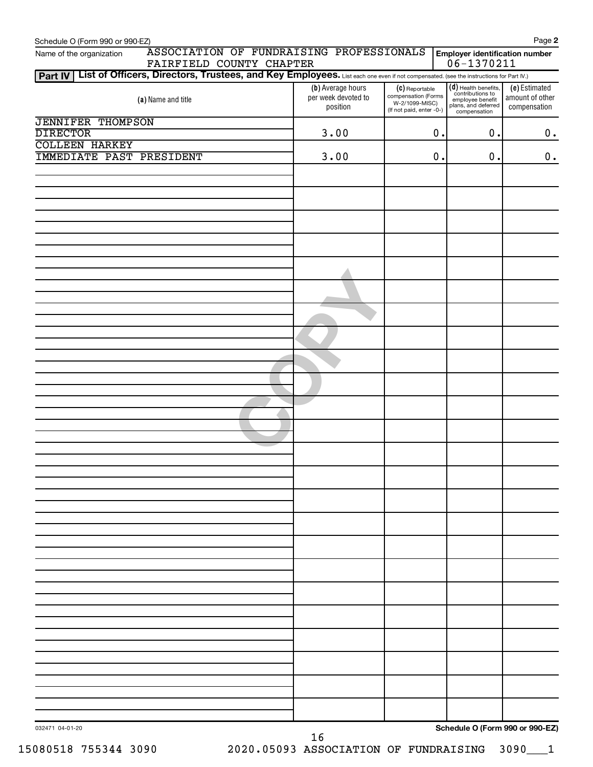Schedule O (Form 990 or 990-EZ)

Name of the organization: ASSOCIATION OF FUNDRAISING PROFESSIONALS FAIRFIELD COUNTY CHAPTER

**Employer identification number** 06-1370211

**Part IV** **List of Officers, Directors, Trustees, and Key Employees.** List each one even if not compensated. (see the instructions for Part IV.)

| (a) Name and title | (b) Average hours per week devoted to position | (c) Reportable compensation (Forms W-2/1099-MISC) (If not paid, enter -0-) | (d) Health benefits, contributions to employee benefit plans, and deferred compensation | (e) Estimated amount of other compensation |
|---|---|---|---|---|
| JENNIFER THOMPSON<br>DIRECTOR | 3.00 | 0. | 0. | 0. |
| COLLEEN HARKEY<br>IMMEDIATE PAST PRESIDENT | 3.00 | 0. | 0. | 0. |

032471 04-01-20

**Schedule O (Form 990 or 990-EZ)**

15080518 755344 3090 2020.05093 ASSOCIATION OF FUNDRAISING 3090___1